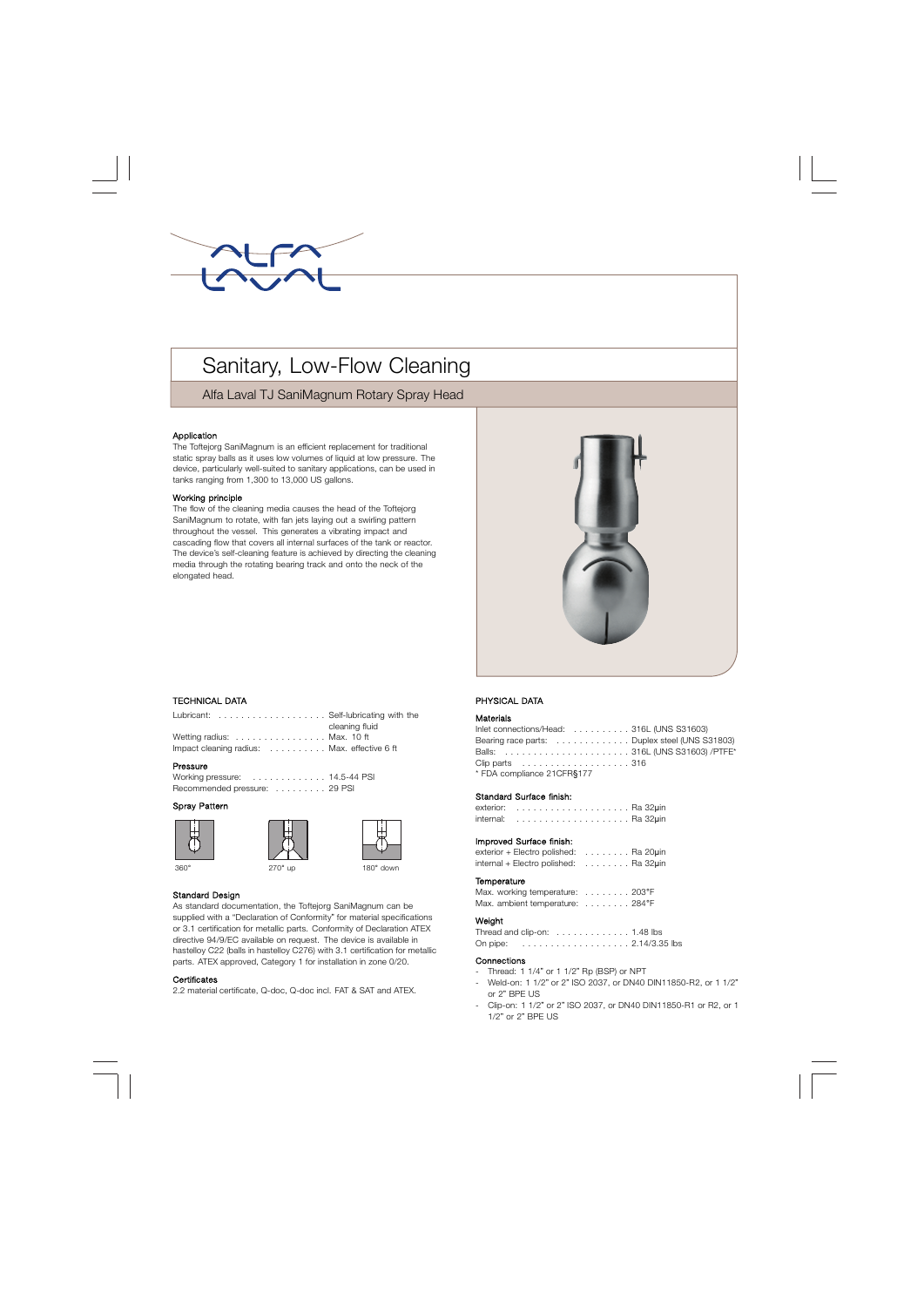# Sanitary, Low-Flow Cleaning

## Alfa Laval TJ SaniMagnum Rotary Spray Head

### Application

The Toftejorg SaniMagnum is an efficient replacement for traditional static spray balls as it uses low volumes of liquid at low pressure. The device, particularly well-suited to sanitary applications, can be used in tanks ranging from 1,300 to 13,000 US gallons.

### Working principle

The flow of the cleaning media causes the head of the Toftejorg SaniMagnum to rotate, with fan jets laying out a swirling pattern throughout the vessel. This generates a vibrating impact and cascading flow that covers all internal surfaces of the tank or reactor. The device's self-cleaning feature is achieved by directing the cleaning media through the rotating bearing track and onto the neck of the elongated head.

## TECHNICAL DATA

| | |
|---|---|
| Lubricant: | Self-lubricating with the cleaning fluid |
| Wetting radius: | Max. 10 ft |
| Impact cleaning radius: | Max. effective 6 ft |

### Pressure

| | |
|---|---|
| Working pressure: | 14.5-44 PSI |
| Recommended pressure: | 29 PSI |

### Spray Pattern

360° | 270° up | 180° down

### Standard Design

As standard documentation, the Toftejorg SaniMagnum can be supplied with a "Declaration of Conformity" for material specifications or 3.1 certification for metallic parts. Conformity of Declaration ATEX directive 94/9/EC available on request. The device is available in hastelloy C22 (balls in hastelloy C276) with 3.1 certification for metallic parts. ATEX approved, Category 1 for installation in zone 0/20.

### Certificates

2.2 material certificate, Q-doc, Q-doc incl. FAT & SAT and ATEX.

## PHYSICAL DATA

### Materials

| | |
|---|---|
| Inlet connections/Head: | 316L (UNS S31603) |
| Bearing race parts: | Duplex steel (UNS S31803) |
| Balls: | 316L (UNS S31603) /PTFE* |
| Clip parts | 316 |

* FDA compliance 21CFR§177

### Standard Surface finish:

| | |
|---|---|
| exterior: | Ra 32µin |
| internal: | Ra 32µin |

### Improved Surface finish:

| | |
|---|---|
| exterior + Electro polished: | Ra 20µin |
| internal + Electro polished: | Ra 32µin |

### Temperature

| | |
|---|---|
| Max. working temperature: | 203°F |
| Max. ambient temperature: | 284°F |

### Weight

| | |
|---|---|
| Thread and clip-on: | 1.48 lbs |
| On pipe: | 2.14/3.35 lbs |

### Connections

- Thread: 1 1/4" or 1 1/2" Rp (BSP) or NPT
- Weld-on: 1 1/2" or 2" ISO 2037, or DN40 DIN11850-R2, or 1 1/2" or 2" BPE US
- Clip-on: 1 1/2" or 2" ISO 2037, or DN40 DIN11850-R1 or R2, or 1 1/2" or 2" BPE US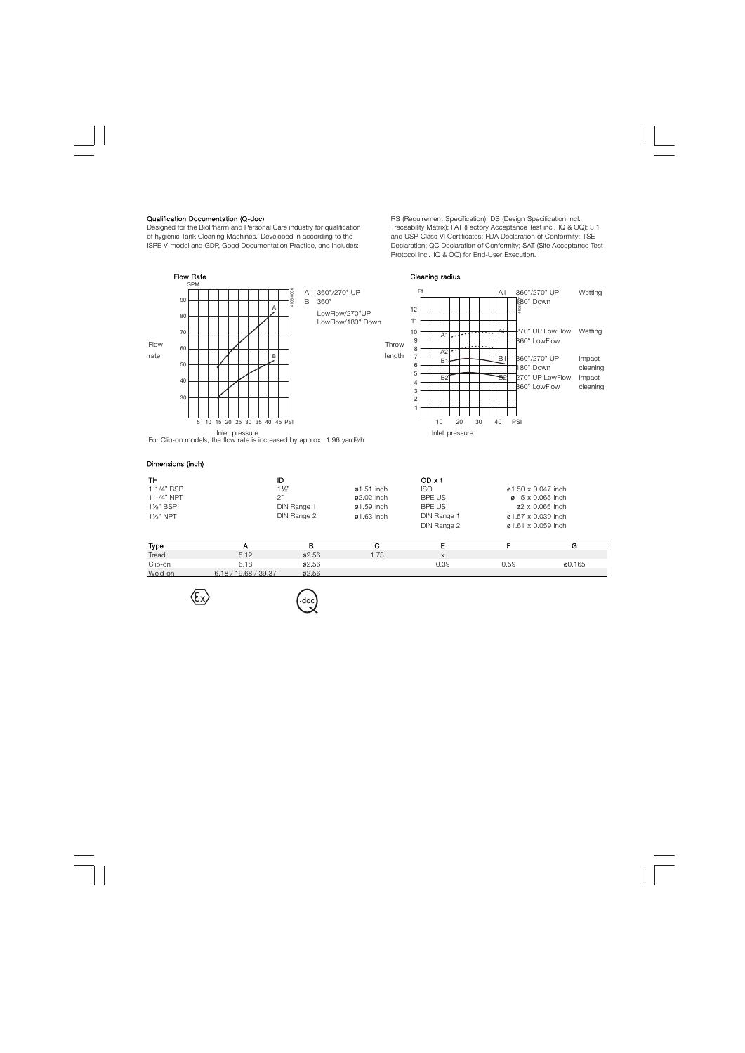**Qualification Documentation (Q-doc)**
Designed for the BioPharm and Personal Care industry for qualification of hygienic Tank Cleaning Machines. Developed in according to the ISPE V-model and GDP, Good Documentation Practice, and includes: RS (Requirement Specification); DS (Design Specification incl. Traceability Matrix); FAT (Factory Acceptance Test incl. IQ & OQ); 3.1 and USP Class VI Certificates; FDA Declaration of Conformity; TSE Declaration; QC Declaration of Conformity; SAT (Site Acceptance Test Protocol incl. IQ & OQ) for End-User Execution.

**Flow Rate**

GPM

Flow rate

A: 360°/270° UP
B 360°
LowFlow/270°UP
LowFlow/180° Down

Inlet pressure

For Clip-on models, the flow rate is increased by approx. 1.96 yard³/h

**Cleaning radius**

Throw length

A1 360°/270° UP, 180° Down — Wetting
A2 270° UP LowFlow, 360° LowFlow — Wetting
B1 360°/270° UP, 180° Down — Impact cleaning
B2 270° UP LowFlow, 360° LowFlow — Impact cleaning

Inlet pressure

**Dimensions (inch)**

| TH | ID | | OD x t | |
|---|---|---|---|---|
| 1 1/4" BSP | 1½" | ø1.51 inch | ISO | ø1.50 x 0.047 inch |
| 1 1/4" NPT | 2" | ø2.02 inch | BPE US | ø1.5 x 0.065 inch |
| 1½" BSP | DIN Range 1 | ø1.59 inch | BPE US | ø2 x 0.065 inch |
| 1½" NPT | DIN Range 2 | ø1.63 inch | DIN Range 1 | ø1.57 x 0.039 inch |
| | | | DIN Range 2 | ø1.61 x 0.059 inch |

| Type | A | B | C | E | F | G |
|---|---|---|---|---|---|---|
| Tread | 5.12 | ø2.56 | 1.73 | x | | |
| Clip-on | 6.18 | ø2.56 | | 0.39 | 0.59 | ø0.165 |
| Weld-on | 6.18 / 19.68 / 39.37 | ø2.56 | | | | |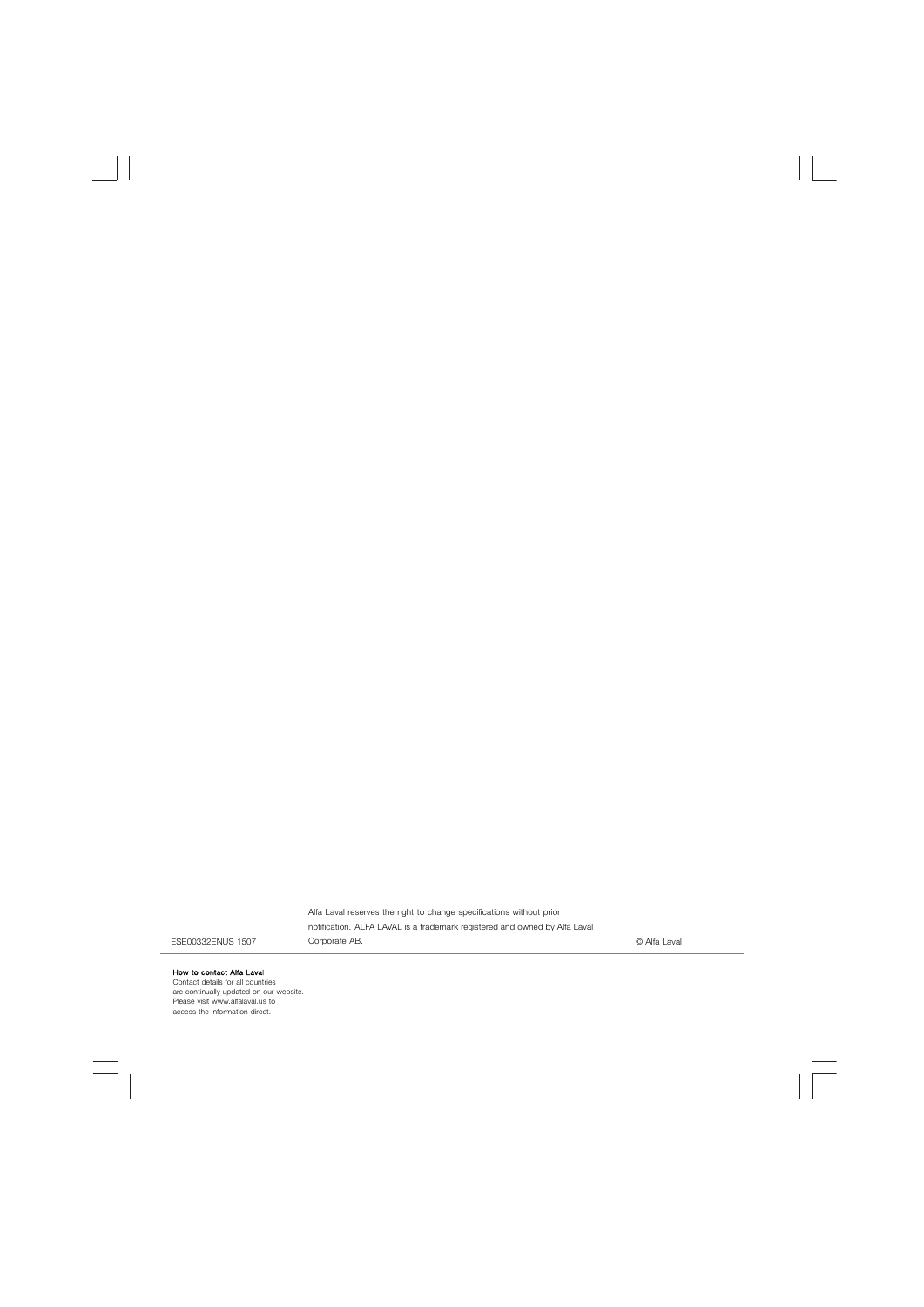Alfa Laval reserves the right to change specifications without prior notification. ALFA LAVAL is a trademark registered and owned by Alfa Laval Corporate AB.

ESE00332ENUS 1507

© Alfa Laval

**How to contact Alfa Laval**
Contact details for all countries are continually updated on our website. Please visit www.alfalaval.us to access the information direct.